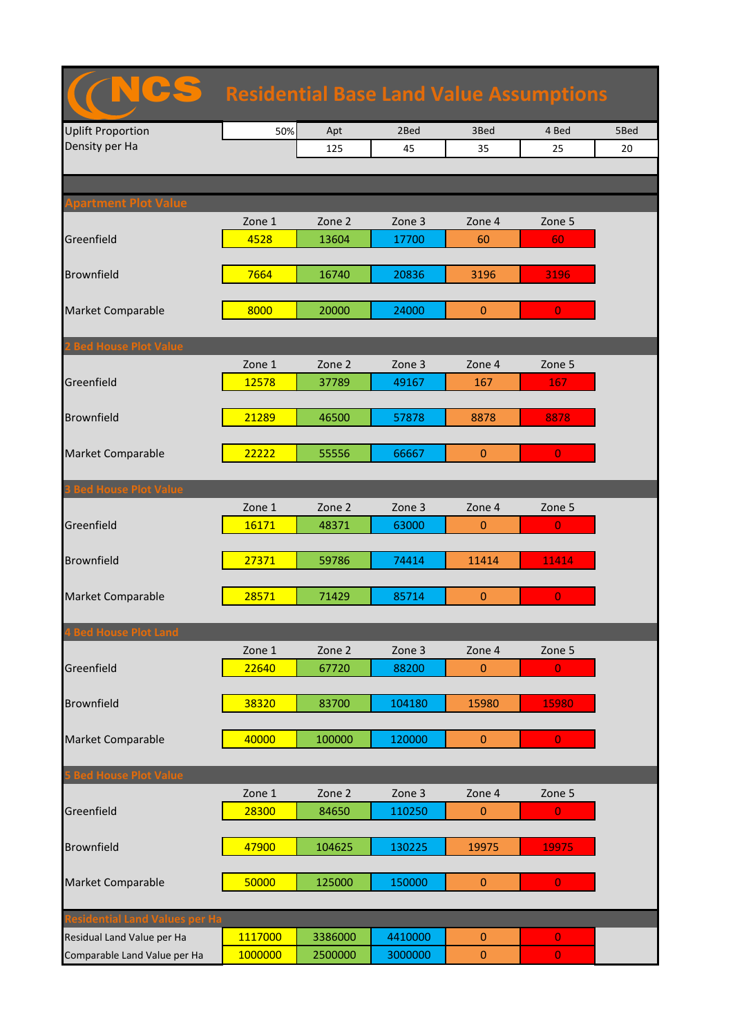# NCS Residential Base Land Value Assumptions

| | | Apt | 2Bed | 3Bed | 4 Bed | 5Bed |
|---|---|---|---|---|---|---|
| Uplift Proportion | 50% | | | | | |
| Density per Ha | | 125 | 45 | 35 | 25 | 20 |

## Apartment Plot Value

| | Zone 1 | Zone 2 | Zone 3 | Zone 4 | Zone 5 |
|---|---|---|---|---|---|
| Greenfield | 4528 | 13604 | 17700 | 60 | 60 |
| Brownfield | 7664 | 16740 | 20836 | 3196 | 3196 |
| Market Comparable | 8000 | 20000 | 24000 | 0 | 0 |

## 2 Bed House Plot Value

| | Zone 1 | Zone 2 | Zone 3 | Zone 4 | Zone 5 |
|---|---|---|---|---|---|
| Greenfield | 12578 | 37789 | 49167 | 167 | 167 |
| Brownfield | 21289 | 46500 | 57878 | 8878 | 8878 |
| Market Comparable | 22222 | 55556 | 66667 | 0 | 0 |

## 3 Bed House Plot Value

| | Zone 1 | Zone 2 | Zone 3 | Zone 4 | Zone 5 |
|---|---|---|---|---|---|
| Greenfield | 16171 | 48371 | 63000 | 0 | 0 |
| Brownfield | 27371 | 59786 | 74414 | 11414 | 11414 |
| Market Comparable | 28571 | 71429 | 85714 | 0 | 0 |

## 4 Bed House Plot Land

| | Zone 1 | Zone 2 | Zone 3 | Zone 4 | Zone 5 |
|---|---|---|---|---|---|
| Greenfield | 22640 | 67720 | 88200 | 0 | 0 |
| Brownfield | 38320 | 83700 | 104180 | 15980 | 15980 |
| Market Comparable | 40000 | 100000 | 120000 | 0 | 0 |

## 5 Bed House Plot Value

| | Zone 1 | Zone 2 | Zone 3 | Zone 4 | Zone 5 |
|---|---|---|---|---|---|
| Greenfield | 28300 | 84650 | 110250 | 0 | 0 |
| Brownfield | 47900 | 104625 | 130225 | 19975 | 19975 |
| Market Comparable | 50000 | 125000 | 150000 | 0 | 0 |

## Residential Land Values per Ha

| | Zone 1 | Zone 2 | Zone 3 | Zone 4 | Zone 5 |
|---|---|---|---|---|---|
| Residual Land Value per Ha | 1117000 | 3386000 | 4410000 | 0 | 0 |
| Comparable Land Value per Ha | 1000000 | 2500000 | 3000000 | 0 | 0 |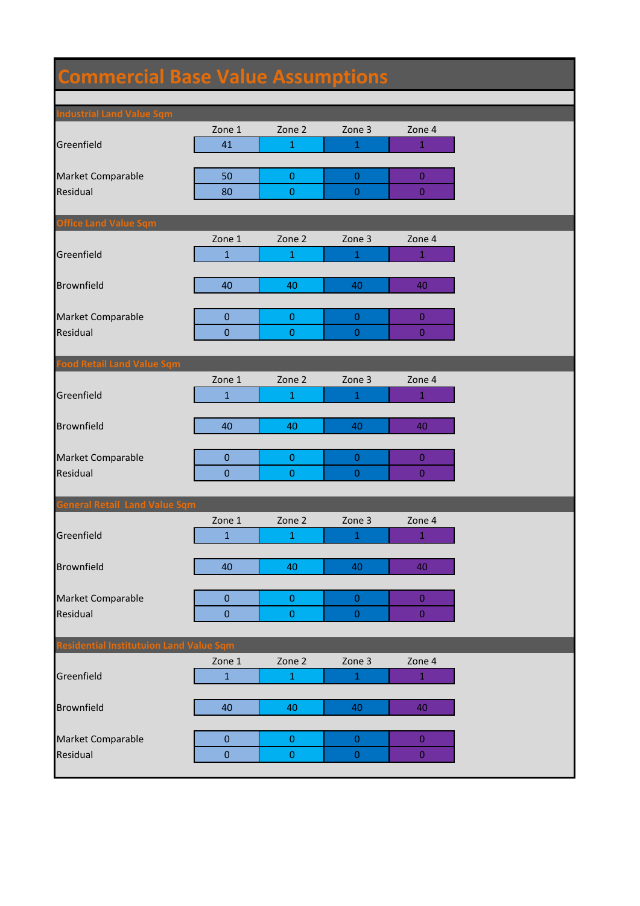# Commercial Base Value Assumptions

## Industrial Land Value Sqm

| | Zone 1 | Zone 2 | Zone 3 | Zone 4 |
|---|---|---|---|---|
| Greenfield | 41 | 1 | 1 | 1 |
| Market Comparable | 50 | 0 | 0 | 0 |
| Residual | 80 | 0 | 0 | 0 |

## Office Land Value Sqm

| | Zone 1 | Zone 2 | Zone 3 | Zone 4 |
|---|---|---|---|---|
| Greenfield | 1 | 1 | 1 | 1 |
| Brownfield | 40 | 40 | 40 | 40 |
| Market Comparable | 0 | 0 | 0 | 0 |
| Residual | 0 | 0 | 0 | 0 |

## Food Retail Land Value Sqm

| | Zone 1 | Zone 2 | Zone 3 | Zone 4 |
|---|---|---|---|---|
| Greenfield | 1 | 1 | 1 | 1 |
| Brownfield | 40 | 40 | 40 | 40 |
| Market Comparable | 0 | 0 | 0 | 0 |
| Residual | 0 | 0 | 0 | 0 |

## General Retail  Land Value Sqm

| | Zone 1 | Zone 2 | Zone 3 | Zone 4 |
|---|---|---|---|---|
| Greenfield | 1 | 1 | 1 | 1 |
| Brownfield | 40 | 40 | 40 | 40 |
| Market Comparable | 0 | 0 | 0 | 0 |
| Residual | 0 | 0 | 0 | 0 |

## Residential Institutuion Land Value Sqm

| | Zone 1 | Zone 2 | Zone 3 | Zone 4 |
|---|---|---|---|---|
| Greenfield | 1 | 1 | 1 | 1 |
| Brownfield | 40 | 40 | 40 | 40 |
| Market Comparable | 0 | 0 | 0 | 0 |
| Residual | 0 | 0 | 0 | 0 |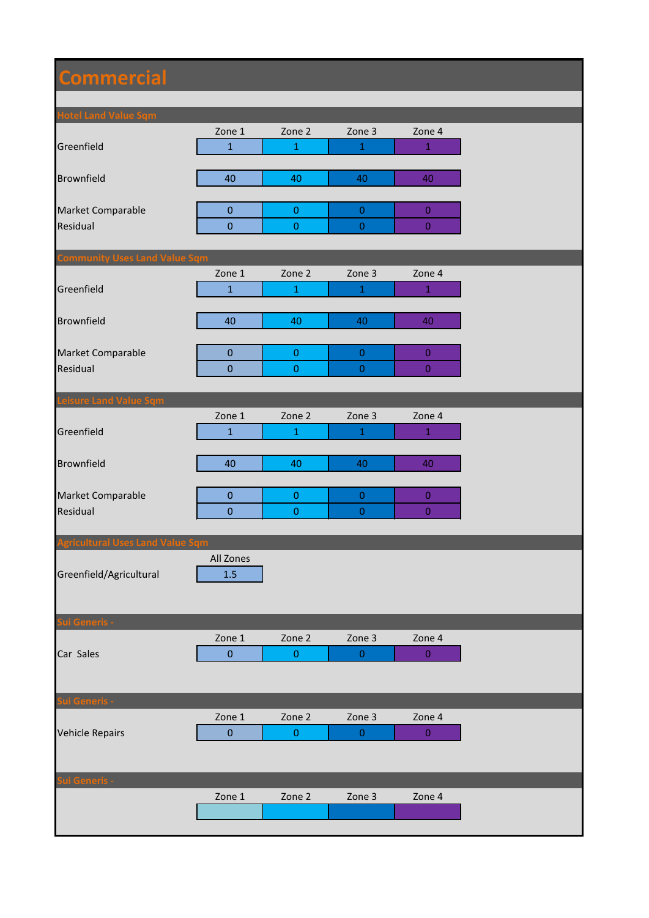# Commercial

## Hotel Land Value Sqm

| | Zone 1 | Zone 2 | Zone 3 | Zone 4 |
|---|---|---|---|---|
| Greenfield | 1 | 1 | 1 | 1 |
| Brownfield | 40 | 40 | 40 | 40 |
| Market Comparable | 0 | 0 | 0 | 0 |
| Residual | 0 | 0 | 0 | 0 |

## Community Uses Land Value Sqm

| | Zone 1 | Zone 2 | Zone 3 | Zone 4 |
|---|---|---|---|---|
| Greenfield | 1 | 1 | 1 | 1 |
| Brownfield | 40 | 40 | 40 | 40 |
| Market Comparable | 0 | 0 | 0 | 0 |
| Residual | 0 | 0 | 0 | 0 |

## Leisure Land Value Sqm

| | Zone 1 | Zone 2 | Zone 3 | Zone 4 |
|---|---|---|---|---|
| Greenfield | 1 | 1 | 1 | 1 |
| Brownfield | 40 | 40 | 40 | 40 |
| Market Comparable | 0 | 0 | 0 | 0 |
| Residual | 0 | 0 | 0 | 0 |

## Agricultural Uses Land Value Sqm

| | All Zones |
|---|---|
| Greenfield/Agricultural | 1.5 |

## Sui Generis -

| | Zone 1 | Zone 2 | Zone 3 | Zone 4 |
|---|---|---|---|---|
| Car Sales | 0 | 0 | 0 | 0 |

## Sui Generis -

| | Zone 1 | Zone 2 | Zone 3 | Zone 4 |
|---|---|---|---|---|
| Vehicle Repairs | 0 | 0 | 0 | 0 |

## Sui Generis -

| | Zone 1 | Zone 2 | Zone 3 | Zone 4 |
|---|---|---|---|---|
| | | | | |